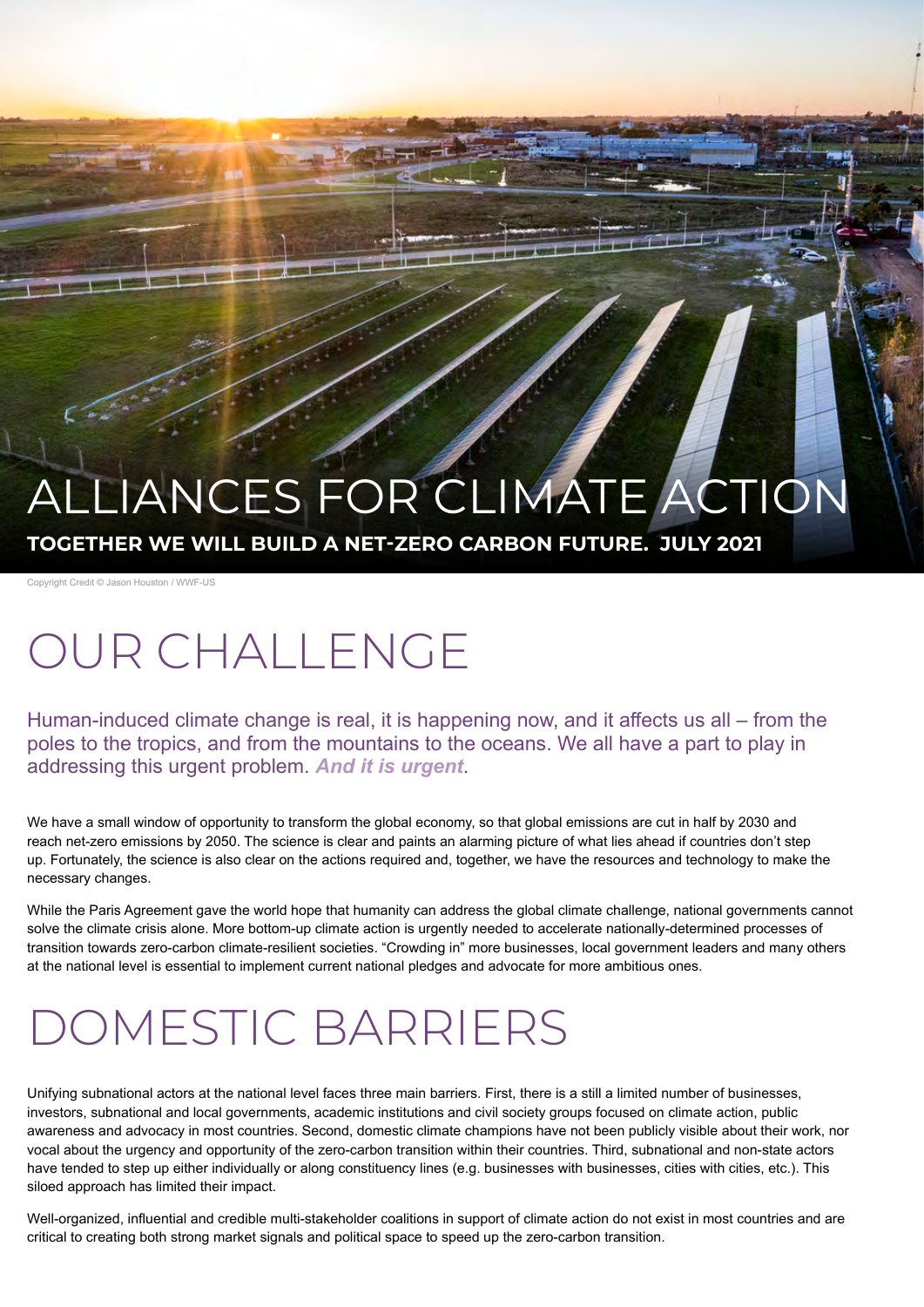# ALLIANCES FOR CLIMATE ACTION

**TOGETHER WE WILL BUILD A NET-ZERO CARBON FUTURE. JULY 2021**

Copyright Credit © Jason Houston / WWF-US

# OUR CHALLENGE

Human-induced climate change is real, it is happening now, and it affects us all – from the poles to the tropics, and from the mountains to the oceans. We all have a part to play in addressing this urgent problem. ***And it is urgent***.

We have a small window of opportunity to transform the global economy, so that global emissions are cut in half by 2030 and reach net-zero emissions by 2050. The science is clear and paints an alarming picture of what lies ahead if countries don't step up. Fortunately, the science is also clear on the actions required and, together, we have the resources and technology to make the necessary changes.

While the Paris Agreement gave the world hope that humanity can address the global climate challenge, national governments cannot solve the climate crisis alone. More bottom-up climate action is urgently needed to accelerate nationally-determined processes of transition towards zero-carbon climate-resilient societies. "Crowding in" more businesses, local government leaders and many others at the national level is essential to implement current national pledges and advocate for more ambitious ones.

# DOMESTIC BARRIERS

Unifying subnational actors at the national level faces three main barriers. First, there is a still a limited number of businesses, investors, subnational and local governments, academic institutions and civil society groups focused on climate action, public awareness and advocacy in most countries. Second, domestic climate champions have not been publicly visible about their work, nor vocal about the urgency and opportunity of the zero-carbon transition within their countries. Third, subnational and non-state actors have tended to step up either individually or along constituency lines (e.g. businesses with businesses, cities with cities, etc.). This siloed approach has limited their impact.

Well-organized, influential and credible multi-stakeholder coalitions in support of climate action do not exist in most countries and are critical to creating both strong market signals and political space to speed up the zero-carbon transition.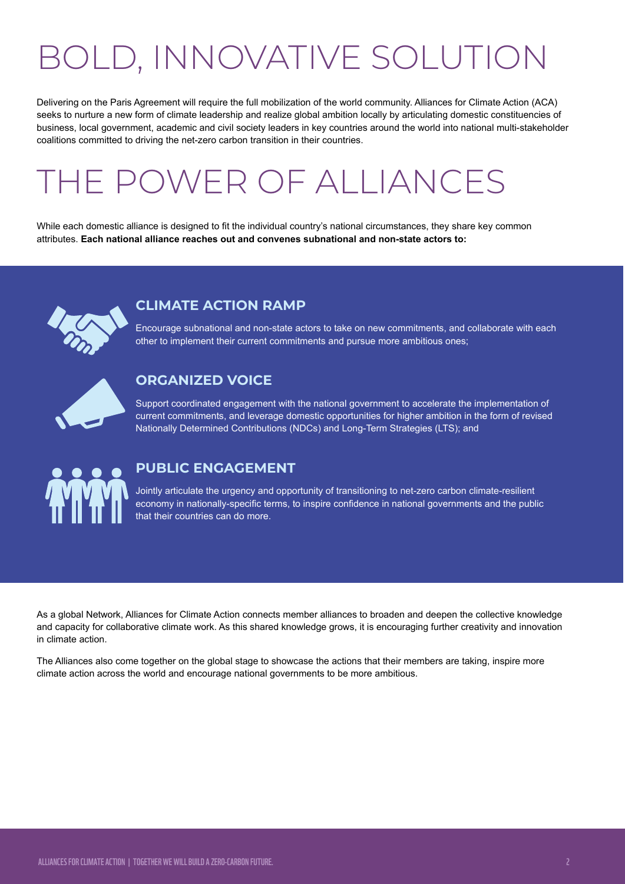# BOLD, INNOVATIVE SOLUTION

Delivering on the Paris Agreement will require the full mobilization of the world community. Alliances for Climate Action (ACA) seeks to nurture a new form of climate leadership and realize global ambition locally by articulating domestic constituencies of business, local government, academic and civil society leaders in key countries around the world into national multi-stakeholder coalitions committed to driving the net-zero carbon transition in their countries.

# THE POWER OF ALLIANCES

While each domestic alliance is designed to fit the individual country's national circumstances, they share key common attributes. **Each national alliance reaches out and convenes subnational and non-state actors to:**

### CLIMATE ACTION RAMP

Encourage subnational and non-state actors to take on new commitments, and collaborate with each other to implement their current commitments and pursue more ambitious ones;

### ORGANIZED VOICE

Support coordinated engagement with the national government to accelerate the implementation of current commitments, and leverage domestic opportunities for higher ambition in the form of revised Nationally Determined Contributions (NDCs) and Long-Term Strategies (LTS); and

### PUBLIC ENGAGEMENT

Jointly articulate the urgency and opportunity of transitioning to net-zero carbon climate-resilient economy in nationally-specific terms, to inspire confidence in national governments and the public that their countries can do more.

As a global Network, Alliances for Climate Action connects member alliances to broaden and deepen the collective knowledge and capacity for collaborative climate work. As this shared knowledge grows, it is encouraging further creativity and innovation in climate action.

The Alliances also come together on the global stage to showcase the actions that their members are taking, inspire more climate action across the world and encourage national governments to be more ambitious.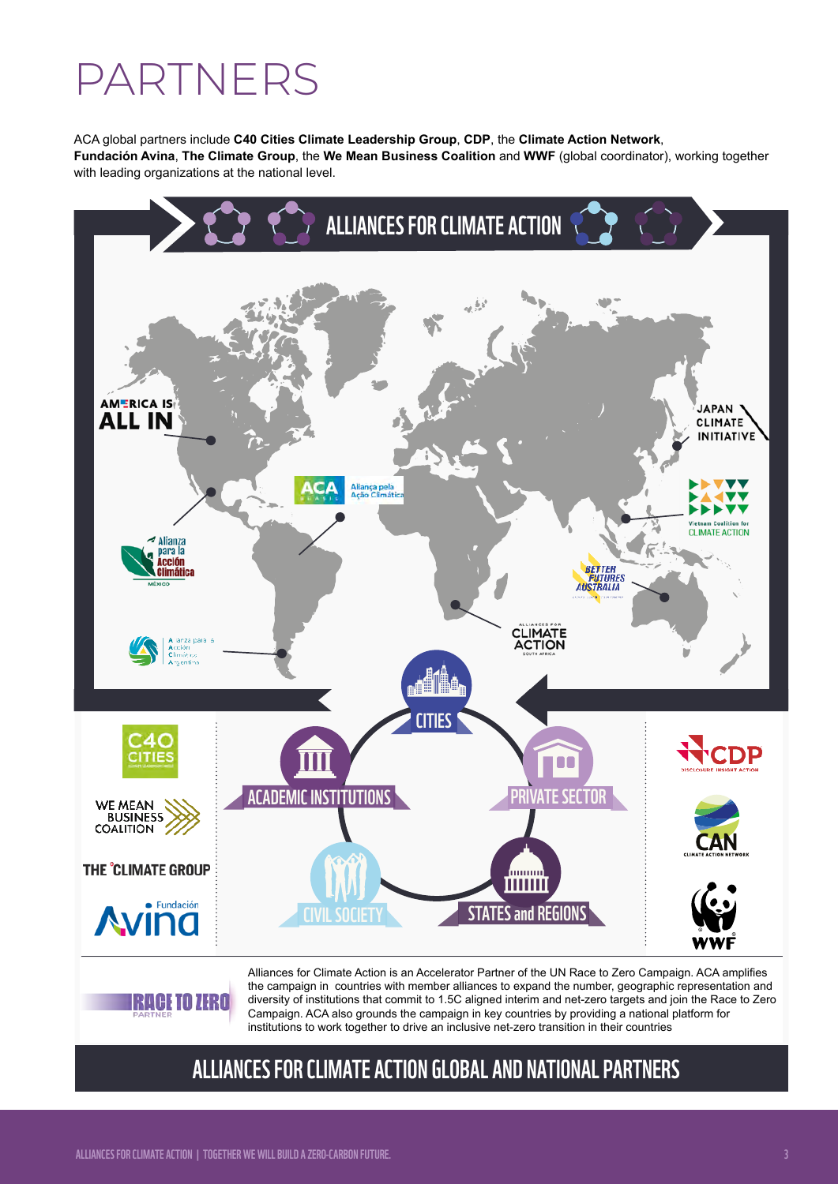# PARTNERS

ACA global partners include **C40 Cities Climate Leadership Group**, **CDP**, the **Climate Action Network**, **Fundación Avina**, **The Climate Group**, the **We Mean Business Coalition** and **WWF** (global coordinator), working together with leading organizations at the national level.

ALLIANCES FOR CLIMATE ACTION

AMERICA IS ALL IN

JAPAN CLIMATE INITIATIVE

ACA BRASIL Aliança pela Ação Climática

Vietnam Coalition for CLIMATE ACTION

Alianza para la Acción Climática MÉXICO

BETTER FUTURES AUSTRALIA

ALLIANCES FOR CLIMATE ACTION SOUTH AFRICA

Alianza para la Acción Climática Argentina

CITIES

ACADEMIC INSTITUTIONS

PRIVATE SECTOR

CIVIL SOCIETY

STATES and REGIONS

C40 CITIES

WE MEAN BUSINESS COALITION

THE CLIMATE GROUP

Fundación Avina

CDP DISCLOSURE INSIGHT ACTION

CAN CLIMATE ACTION NETWORK

WWF

RACE TO ZERO PARTNER

Alliances for Climate Action is an Accelerator Partner of the UN Race to Zero Campaign. ACA amplifies the campaign in countries with member alliances to expand the number, geographic representation and diversity of institutions that commit to 1.5C aligned interim and net-zero targets and join the Race to Zero Campaign. ACA also grounds the campaign in key countries by providing a national platform for institutions to work together to drive an inclusive net-zero transition in their countries

## ALLIANCES FOR CLIMATE ACTION GLOBAL AND NATIONAL PARTNERS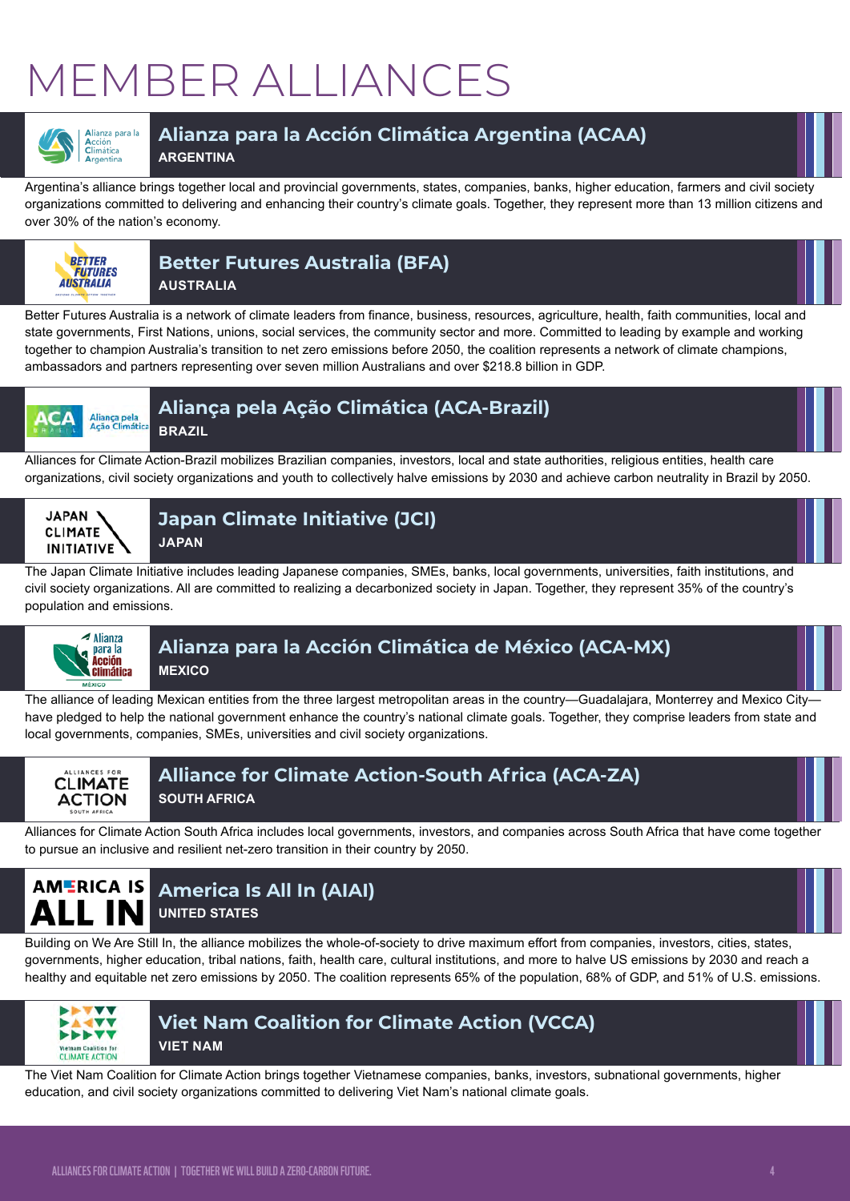# MEMBER ALLIANCES

## Alianza para la Acción Climática Argentina (ACAA)

**ARGENTINA**

Argentina's alliance brings together local and provincial governments, states, companies, banks, higher education, farmers and civil society organizations committed to delivering and enhancing their country's climate goals. Together, they represent more than 13 million citizens and over 30% of the nation's economy.

## Better Futures Australia (BFA)

**AUSTRALIA**

Better Futures Australia is a network of climate leaders from finance, business, resources, agriculture, health, faith communities, local and state governments, First Nations, unions, social services, the community sector and more. Committed to leading by example and working together to champion Australia's transition to net zero emissions before 2050, the coalition represents a network of climate champions, ambassadors and partners representing over seven million Australians and over $218.8 billion in GDP.

## Aliança pela Ação Climática (ACA-Brazil)

**BRAZIL**

Alliances for Climate Action-Brazil mobilizes Brazilian companies, investors, local and state authorities, religious entities, health care organizations, civil society organizations and youth to collectively halve emissions by 2030 and achieve carbon neutrality in Brazil by 2050.

## Japan Climate Initiative (JCI)

**JAPAN**

The Japan Climate Initiative includes leading Japanese companies, SMEs, banks, local governments, universities, faith institutions, and civil society organizations. All are committed to realizing a decarbonized society in Japan. Together, they represent 35% of the country's population and emissions.

## Alianza para la Acción Climática de México (ACA-MX)

**MEXICO**

The alliance of leading Mexican entities from the three largest metropolitan areas in the country—Guadalajara, Monterrey and Mexico City—have pledged to help the national government enhance the country's national climate goals. Together, they comprise leaders from state and local governments, companies, SMEs, universities and civil society organizations.

## Alliance for Climate Action-South Africa (ACA-ZA)

**SOUTH AFRICA**

Alliances for Climate Action South Africa includes local governments, investors, and companies across South Africa that have come together to pursue an inclusive and resilient net-zero transition in their country by 2050.

## America Is All In (AIAI)

**UNITED STATES**

Building on We Are Still In, the alliance mobilizes the whole-of-society to drive maximum effort from companies, investors, cities, states, governments, higher education, tribal nations, faith, health care, cultural institutions, and more to halve US emissions by 2030 and reach a healthy and equitable net zero emissions by 2050. The coalition represents 65% of the population, 68% of GDP, and 51% of U.S. emissions.

## Viet Nam Coalition for Climate Action (VCCA)

**VIET NAM**

The Viet Nam Coalition for Climate Action brings together Vietnamese companies, banks, investors, subnational governments, higher education, and civil society organizations committed to delivering Viet Nam's national climate goals.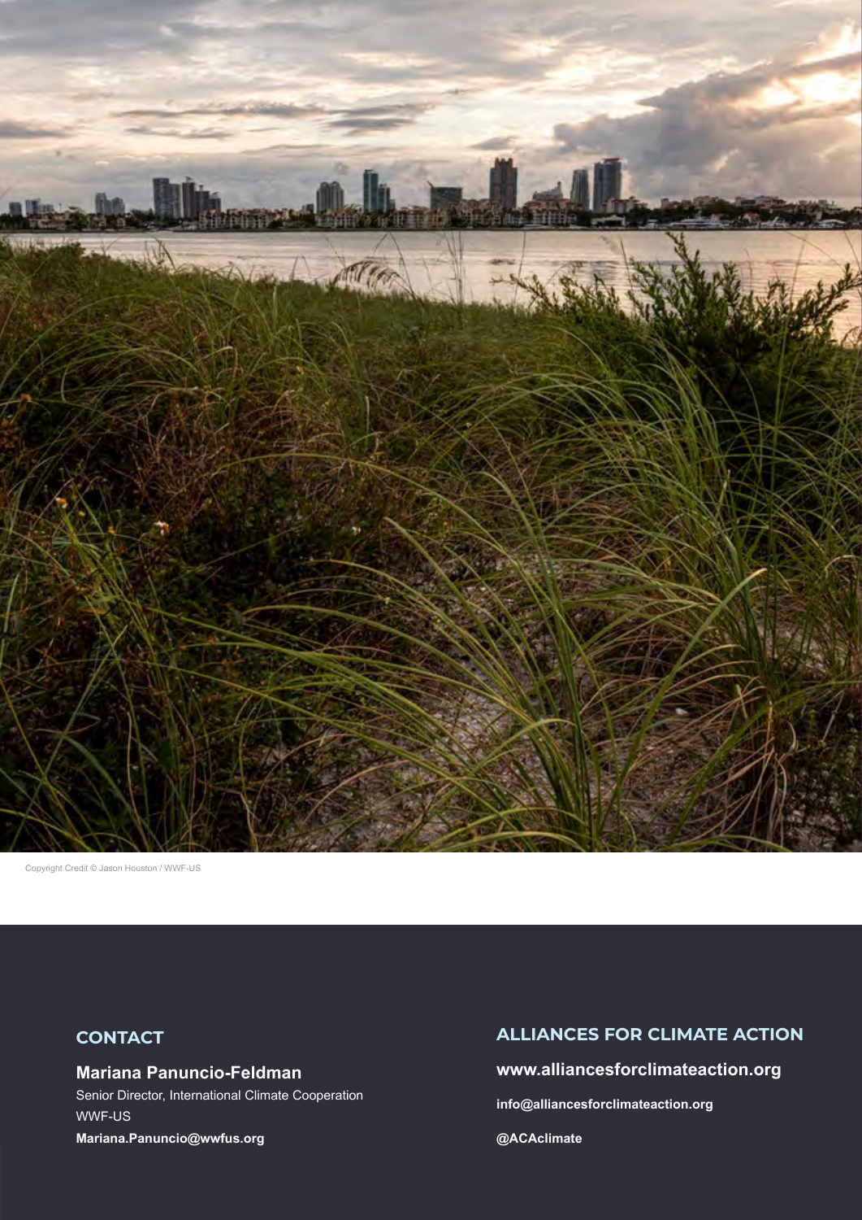Copyright Credit © Jason Houston / WWF-US

## CONTACT

**Mariana Panuncio-Feldman**
Senior Director, International Climate Cooperation
WWF-US
**Mariana.Panuncio@wwfus.org**

## ALLIANCES FOR CLIMATE ACTION

**www.alliancesforclimateaction.org**

**info@alliancesforclimateaction.org**

**@ACAclimate**